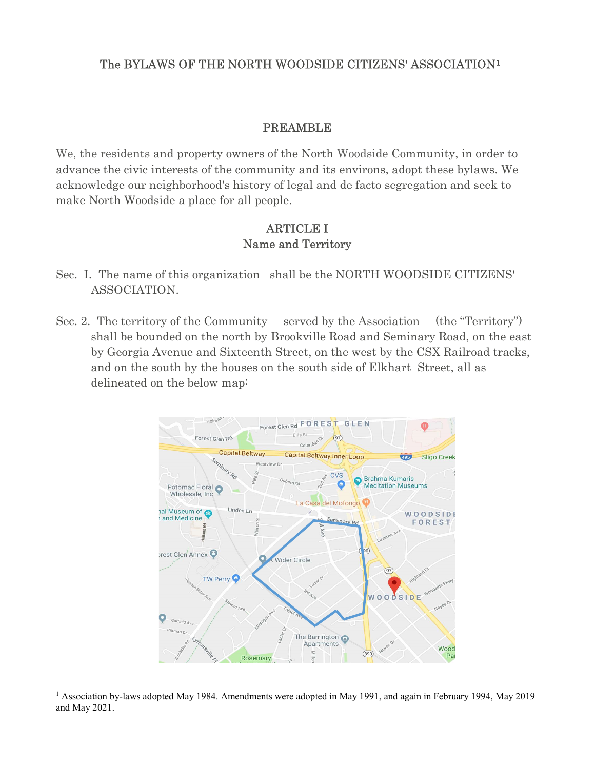# The BYLAWS OF THE NORTH WOODSIDE CITIZENS' ASSOCIATION[1]

## PREAMBLE

We, the residents and property owners of the North Woodside Community, in order to advance the civic interests of the community and its environs, adopt these bylaws. We acknowledge our neighborhood's history of legal and de facto segregation and seek to make North Woodside a place for all people.

## ARTICLE I
### Name and Territory

Sec. I. The name of this organization shall be the NORTH WOODSIDE CITIZENS' ASSOCIATION.

Sec. 2. The territory of the Community served by the Association (the "Territory") shall be bounded on the north by Brookville Road and Seminary Road, on the east by Georgia Avenue and Sixteenth Street, on the west by the CSX Railroad tracks, and on the south by the houses on the south side of Elkhart Street, all as delineated on the below map:

[1] Association by-laws adopted May 1984. Amendments were adopted in May 1991, and again in February 1994, May 2019 and May 2021.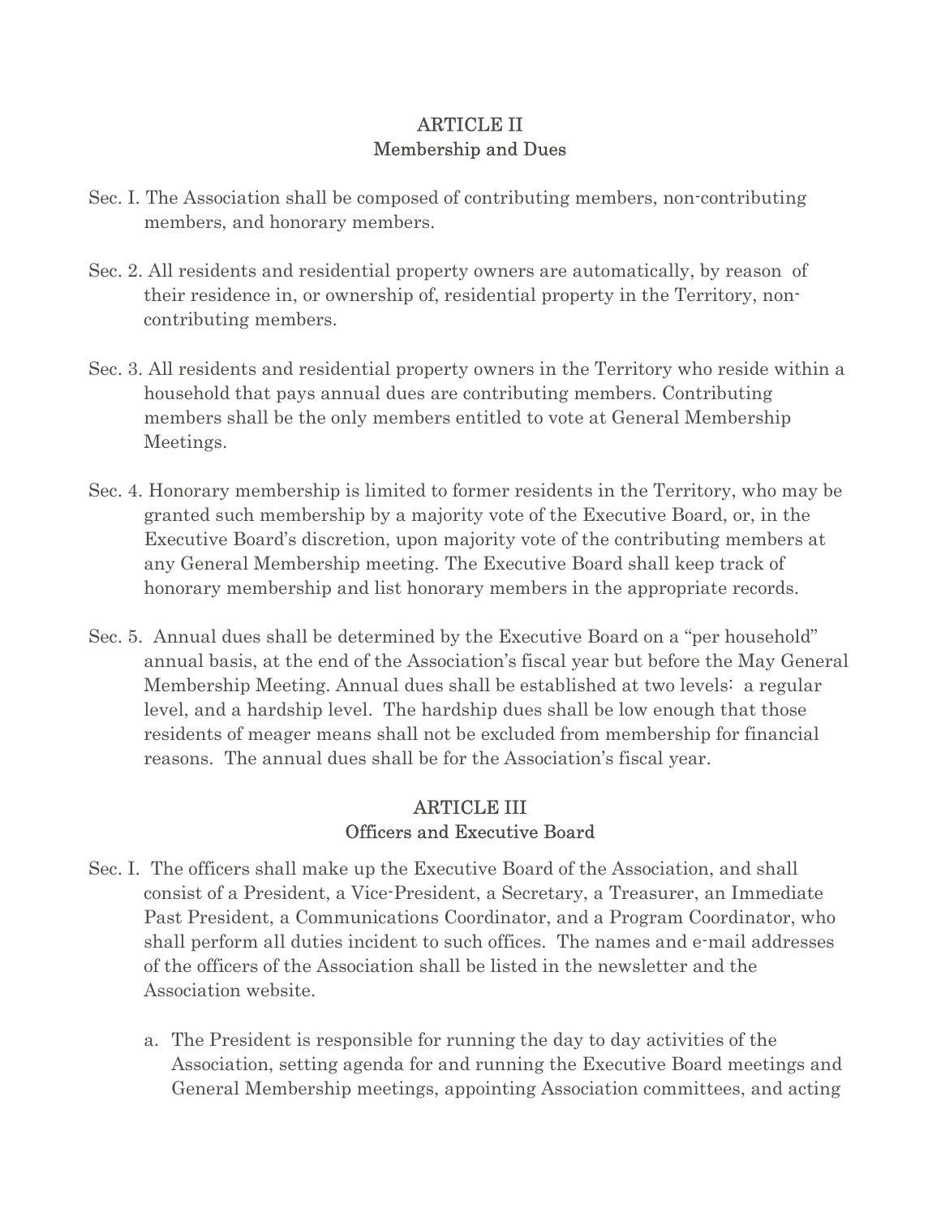## ARTICLE II
## Membership and Dues

Sec. I. The Association shall be composed of contributing members, non-contributing members, and honorary members.

Sec. 2. All residents and residential property owners are automatically, by reason of their residence in, or ownership of, residential property in the Territory, non-contributing members.

Sec. 3. All residents and residential property owners in the Territory who reside within a household that pays annual dues are contributing members. Contributing members shall be the only members entitled to vote at General Membership Meetings.

Sec. 4. Honorary membership is limited to former residents in the Territory, who may be granted such membership by a majority vote of the Executive Board, or, in the Executive Board's discretion, upon majority vote of the contributing members at any General Membership meeting. The Executive Board shall keep track of honorary membership and list honorary members in the appropriate records.

Sec. 5. Annual dues shall be determined by the Executive Board on a "per household" annual basis, at the end of the Association's fiscal year but before the May General Membership Meeting. Annual dues shall be established at two levels: a regular level, and a hardship level. The hardship dues shall be low enough that those residents of meager means shall not be excluded from membership for financial reasons. The annual dues shall be for the Association's fiscal year.

## ARTICLE III
## Officers and Executive Board

Sec. I. The officers shall make up the Executive Board of the Association, and shall consist of a President, a Vice-President, a Secretary, a Treasurer, an Immediate Past President, a Communications Coordinator, and a Program Coordinator, who shall perform all duties incident to such offices. The names and e-mail addresses of the officers of the Association shall be listed in the newsletter and the Association website.

a. The President is responsible for running the day to day activities of the Association, setting agenda for and running the Executive Board meetings and General Membership meetings, appointing Association committees, and acting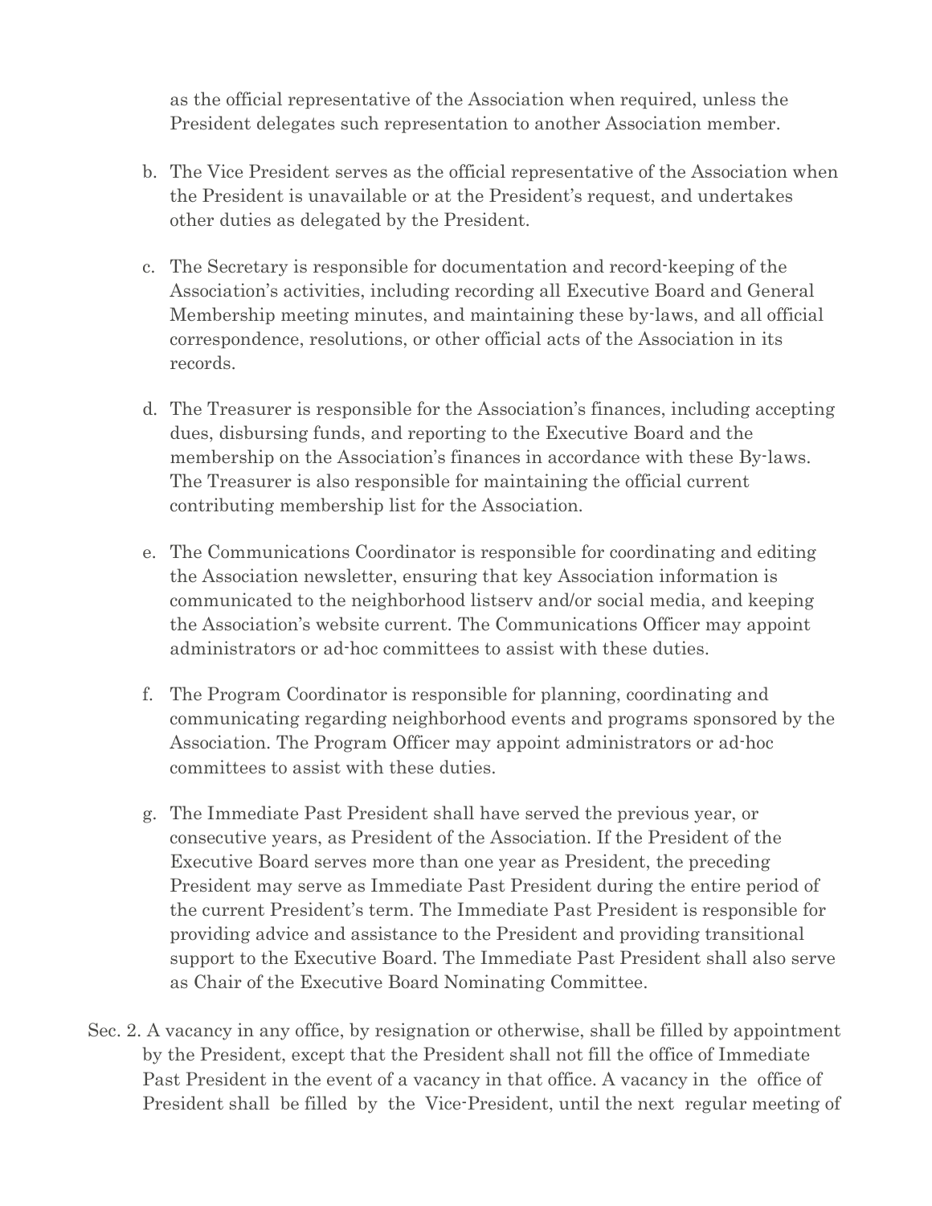as the official representative of the Association when required, unless the President delegates such representation to another Association member.

b. The Vice President serves as the official representative of the Association when the President is unavailable or at the President's request, and undertakes other duties as delegated by the President.

c. The Secretary is responsible for documentation and record-keeping of the Association's activities, including recording all Executive Board and General Membership meeting minutes, and maintaining these by-laws, and all official correspondence, resolutions, or other official acts of the Association in its records.

d. The Treasurer is responsible for the Association's finances, including accepting dues, disbursing funds, and reporting to the Executive Board and the membership on the Association's finances in accordance with these By-laws. The Treasurer is also responsible for maintaining the official current contributing membership list for the Association.

e. The Communications Coordinator is responsible for coordinating and editing the Association newsletter, ensuring that key Association information is communicated to the neighborhood listserv and/or social media, and keeping the Association's website current. The Communications Officer may appoint administrators or ad-hoc committees to assist with these duties.

f. The Program Coordinator is responsible for planning, coordinating and communicating regarding neighborhood events and programs sponsored by the Association. The Program Officer may appoint administrators or ad-hoc committees to assist with these duties.

g. The Immediate Past President shall have served the previous year, or consecutive years, as President of the Association. If the President of the Executive Board serves more than one year as President, the preceding President may serve as Immediate Past President during the entire period of the current President's term. The Immediate Past President is responsible for providing advice and assistance to the President and providing transitional support to the Executive Board. The Immediate Past President shall also serve as Chair of the Executive Board Nominating Committee.

Sec. 2. A vacancy in any office, by resignation or otherwise, shall be filled by appointment by the President, except that the President shall not fill the office of Immediate Past President in the event of a vacancy in that office. A vacancy in the office of President shall be filled by the Vice-President, until the next regular meeting of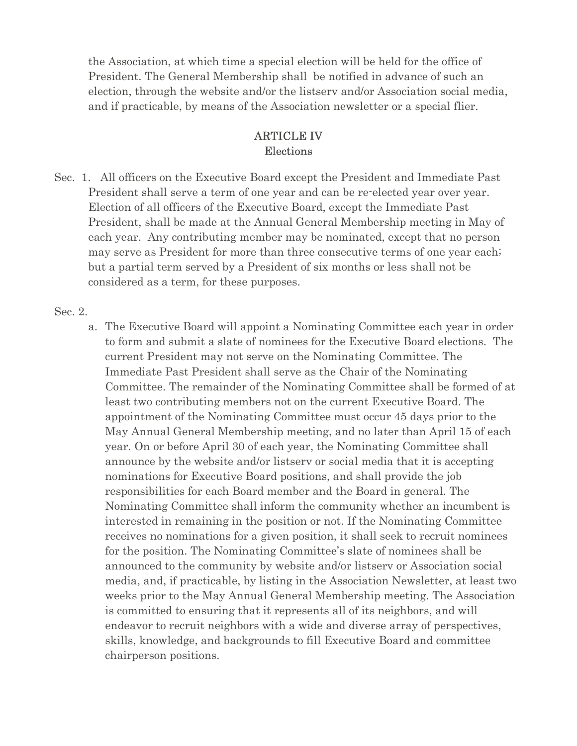the Association, at which time a special election will be held for the office of President. The General Membership shall  be notified in advance of such an election, through the website and/or the listserv and/or Association social media, and if practicable, by means of the Association newsletter or a special flier.

## ARTICLE IV
### Elections

Sec. 1. All officers on the Executive Board except the President and Immediate Past President shall serve a term of one year and can be re-elected year over year. Election of all officers of the Executive Board, except the Immediate Past President, shall be made at the Annual General Membership meeting in May of each year. Any contributing member may be nominated, except that no person may serve as President for more than three consecutive terms of one year each; but a partial term served by a President of six months or less shall not be considered as a term, for these purposes.

Sec. 2.

a. The Executive Board will appoint a Nominating Committee each year in order to form and submit a slate of nominees for the Executive Board elections. The current President may not serve on the Nominating Committee. The Immediate Past President shall serve as the Chair of the Nominating Committee. The remainder of the Nominating Committee shall be formed of at least two contributing members not on the current Executive Board. The appointment of the Nominating Committee must occur 45 days prior to the May Annual General Membership meeting, and no later than April 15 of each year. On or before April 30 of each year, the Nominating Committee shall announce by the website and/or listserv or social media that it is accepting nominations for Executive Board positions, and shall provide the job responsibilities for each Board member and the Board in general. The Nominating Committee shall inform the community whether an incumbent is interested in remaining in the position or not. If the Nominating Committee receives no nominations for a given position, it shall seek to recruit nominees for the position. The Nominating Committee's slate of nominees shall be announced to the community by website and/or listserv or Association social media, and, if practicable, by listing in the Association Newsletter, at least two weeks prior to the May Annual General Membership meeting. The Association is committed to ensuring that it represents all of its neighbors, and will endeavor to recruit neighbors with a wide and diverse array of perspectives, skills, knowledge, and backgrounds to fill Executive Board and committee chairperson positions.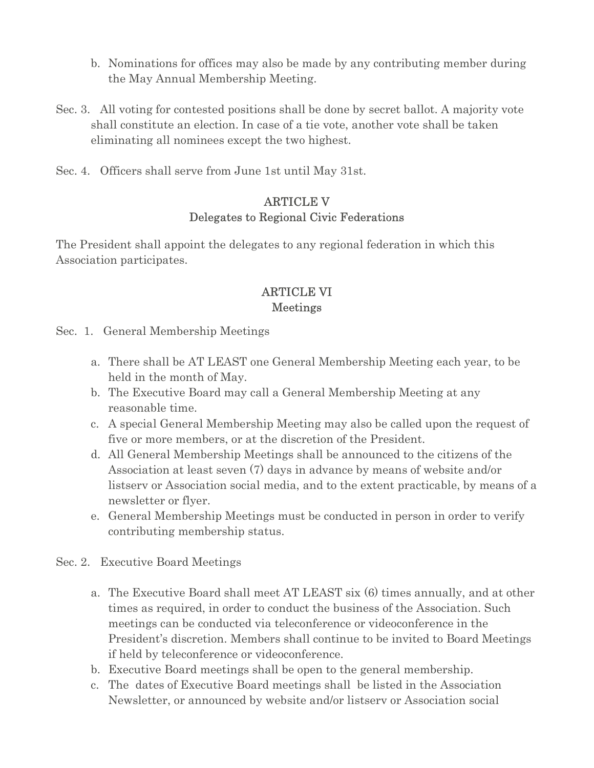b. Nominations for offices may also be made by any contributing member during the May Annual Membership Meeting.

Sec. 3. All voting for contested positions shall be done by secret ballot. A majority vote shall constitute an election. In case of a tie vote, another vote shall be taken eliminating all nominees except the two highest.

Sec. 4. Officers shall serve from June 1st until May 31st.

## ARTICLE V
## Delegates to Regional Civic Federations

The President shall appoint the delegates to any regional federation in which this Association participates.

## ARTICLE VI
## Meetings

Sec. 1. General Membership Meetings

a. There shall be AT LEAST one General Membership Meeting each year, to be held in the month of May.
b. The Executive Board may call a General Membership Meeting at any reasonable time.
c. A special General Membership Meeting may also be called upon the request of five or more members, or at the discretion of the President.
d. All General Membership Meetings shall be announced to the citizens of the Association at least seven (7) days in advance by means of website and/or listserv or Association social media, and to the extent practicable, by means of a newsletter or flyer.
e. General Membership Meetings must be conducted in person in order to verify contributing membership status.

Sec. 2. Executive Board Meetings

a. The Executive Board shall meet AT LEAST six (6) times annually, and at other times as required, in order to conduct the business of the Association. Such meetings can be conducted via teleconference or videoconference in the President's discretion. Members shall continue to be invited to Board Meetings if held by teleconference or videoconference.
b. Executive Board meetings shall be open to the general membership.
c. The dates of Executive Board meetings shall be listed in the Association Newsletter, or announced by website and/or listserv or Association social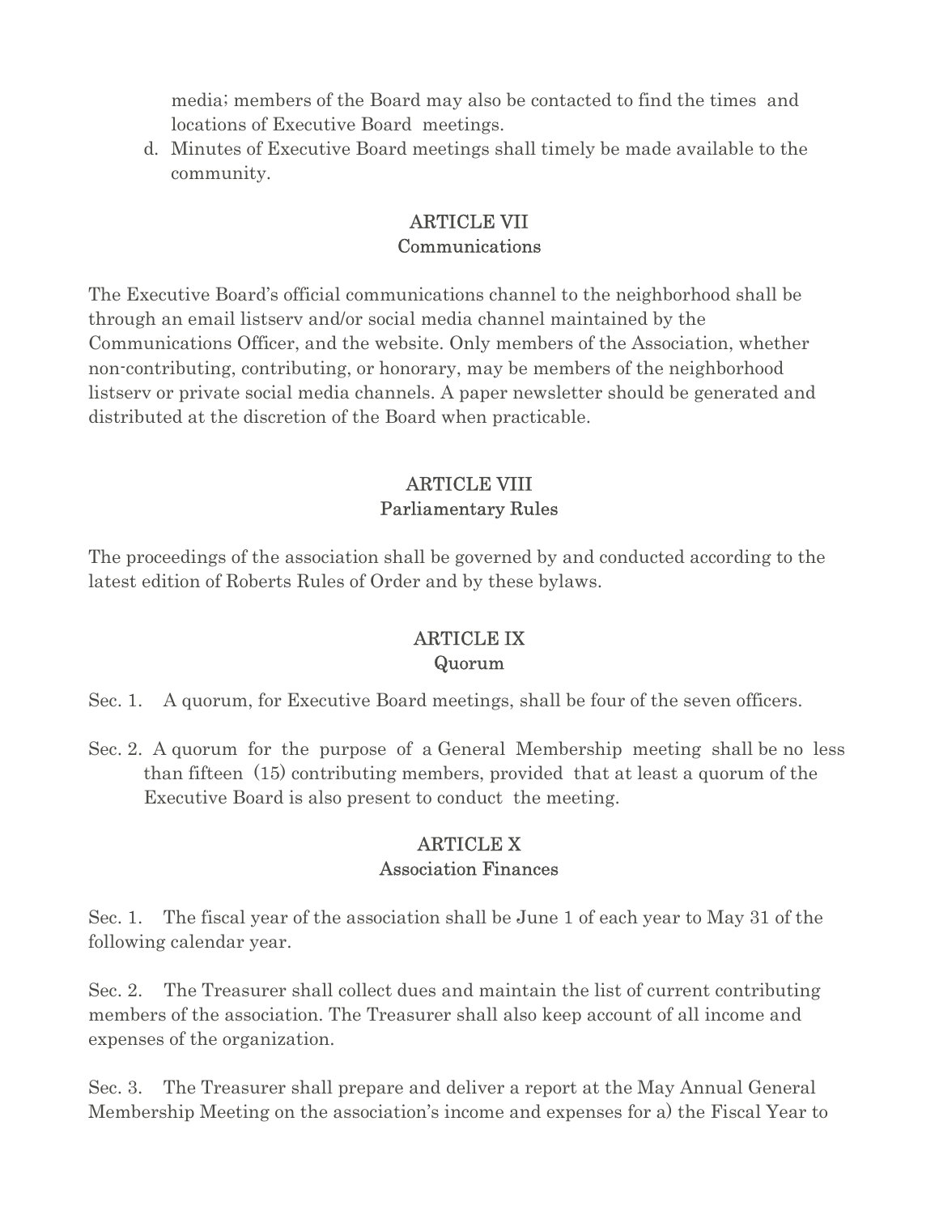media; members of the Board may also be contacted to find the times and locations of Executive Board meetings.

d. Minutes of Executive Board meetings shall timely be made available to the community.

## ARTICLE VII
### Communications

The Executive Board's official communications channel to the neighborhood shall be through an email listserv and/or social media channel maintained by the Communications Officer, and the website. Only members of the Association, whether non-contributing, contributing, or honorary, may be members of the neighborhood listserv or private social media channels. A paper newsletter should be generated and distributed at the discretion of the Board when practicable.

## ARTICLE VIII
### Parliamentary Rules

The proceedings of the association shall be governed by and conducted according to the latest edition of Roberts Rules of Order and by these bylaws.

## ARTICLE IX
### Quorum

Sec. 1. A quorum, for Executive Board meetings, shall be four of the seven officers.

Sec. 2. A quorum for the purpose of a General Membership meeting shall be no less than fifteen (15) contributing members, provided that at least a quorum of the Executive Board is also present to conduct the meeting.

## ARTICLE X
### Association Finances

Sec. 1. The fiscal year of the association shall be June 1 of each year to May 31 of the following calendar year.

Sec. 2. The Treasurer shall collect dues and maintain the list of current contributing members of the association. The Treasurer shall also keep account of all income and expenses of the organization.

Sec. 3. The Treasurer shall prepare and deliver a report at the May Annual General Membership Meeting on the association's income and expenses for a) the Fiscal Year to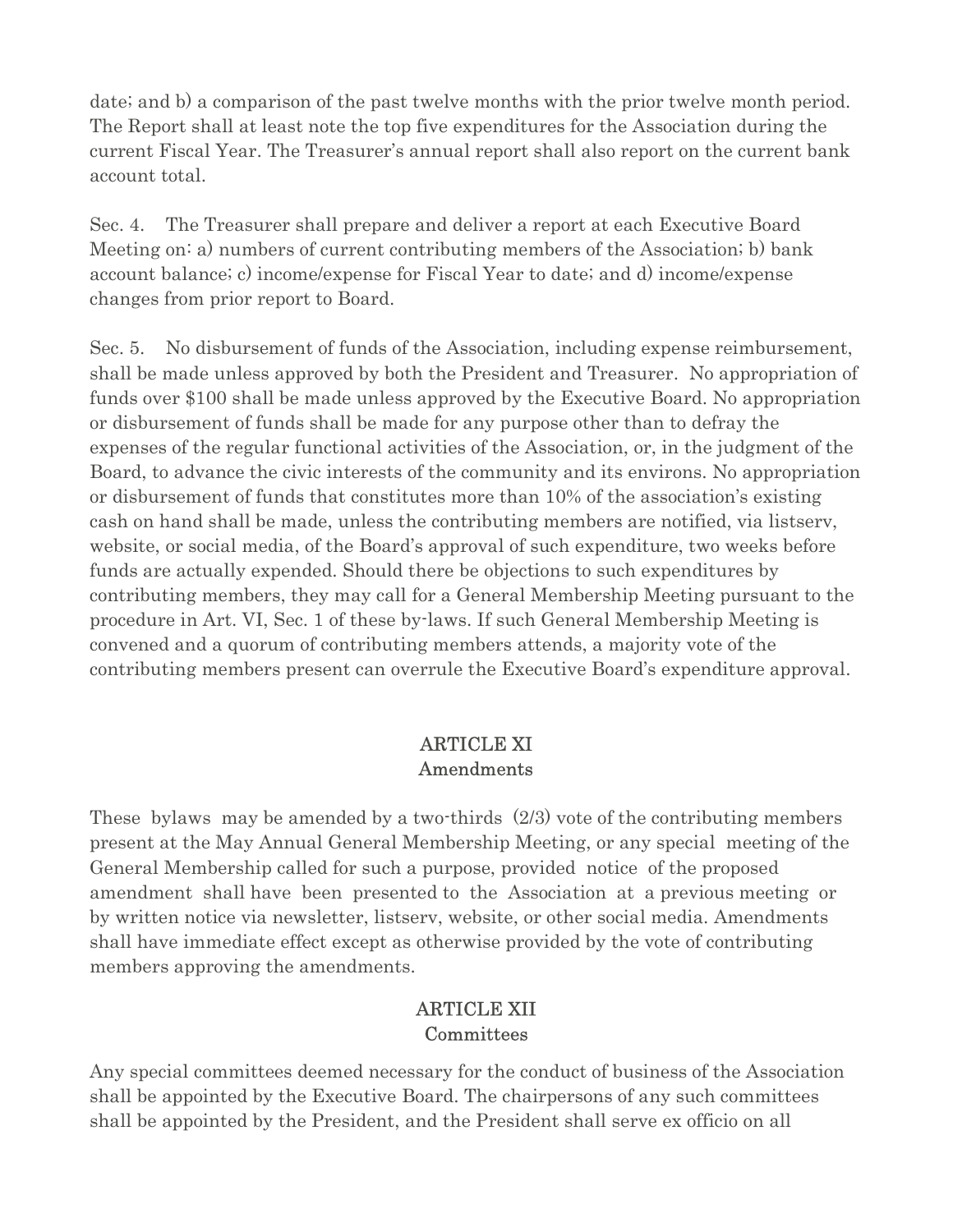date; and b) a comparison of the past twelve months with the prior twelve month period. The Report shall at least note the top five expenditures for the Association during the current Fiscal Year. The Treasurer's annual report shall also report on the current bank account total.

Sec. 4. The Treasurer shall prepare and deliver a report at each Executive Board Meeting on: a) numbers of current contributing members of the Association; b) bank account balance; c) income/expense for Fiscal Year to date; and d) income/expense changes from prior report to Board.

Sec. 5. No disbursement of funds of the Association, including expense reimbursement, shall be made unless approved by both the President and Treasurer. No appropriation of funds over $100 shall be made unless approved by the Executive Board. No appropriation or disbursement of funds shall be made for any purpose other than to defray the expenses of the regular functional activities of the Association, or, in the judgment of the Board, to advance the civic interests of the community and its environs. No appropriation or disbursement of funds that constitutes more than 10% of the association's existing cash on hand shall be made, unless the contributing members are notified, via listserv, website, or social media, of the Board's approval of such expenditure, two weeks before funds are actually expended. Should there be objections to such expenditures by contributing members, they may call for a General Membership Meeting pursuant to the procedure in Art. VI, Sec. 1 of these by-laws. If such General Membership Meeting is convened and a quorum of contributing members attends, a majority vote of the contributing members present can overrule the Executive Board's expenditure approval.

## ARTICLE XI
## Amendments

These bylaws may be amended by a two-thirds (2/3) vote of the contributing members present at the May Annual General Membership Meeting, or any special meeting of the General Membership called for such a purpose, provided notice of the proposed amendment shall have been presented to the Association at a previous meeting or by written notice via newsletter, listserv, website, or other social media. Amendments shall have immediate effect except as otherwise provided by the vote of contributing members approving the amendments.

## ARTICLE XII
## Committees

Any special committees deemed necessary for the conduct of business of the Association shall be appointed by the Executive Board. The chairpersons of any such committees shall be appointed by the President, and the President shall serve ex officio on all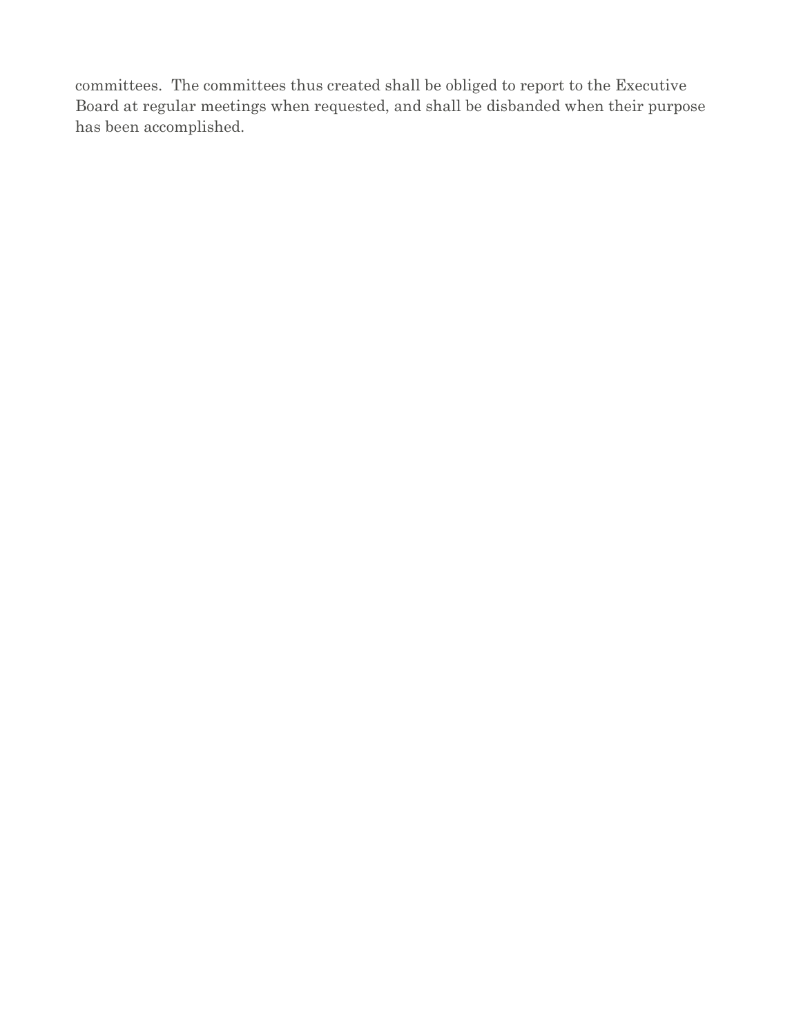committees. The committees thus created shall be obliged to report to the Executive Board at regular meetings when requested, and shall be disbanded when their purpose has been accomplished.